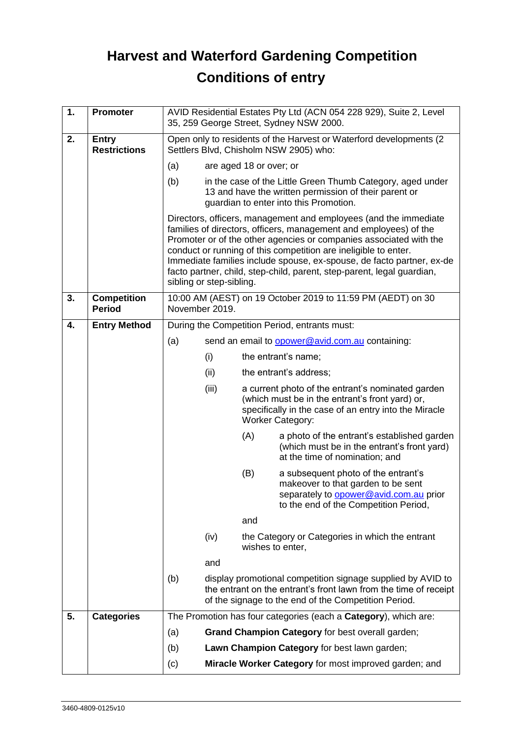# Harvest and Waterford Gardening Competition

# Conditions of entry

| | | |
|---|---|---|
| **1.** | **Promoter** | AVID Residential Estates Pty Ltd (ACN 054 228 929), Suite 2, Level 35, 259 George Street, Sydney NSW 2000. |
| **2.** | **Entry Restrictions** | Open only to residents of the Harvest or Waterford developments (2 Settlers Blvd, Chisholm NSW 2905) who:<br>(a) are aged 18 or over; or<br>(b) in the case of the Little Green Thumb Category, aged under 13 and have the written permission of their parent or guardian to enter into this Promotion.<br><br>Directors, officers, management and employees (and the immediate families of directors, officers, management and employees) of the Promoter or of the other agencies or companies associated with the conduct or running of this competition are ineligible to enter. Immediate families include spouse, ex-spouse, de facto partner, ex-de facto partner, child, step-child, parent, step-parent, legal guardian, sibling or step-sibling. |
| **3.** | **Competition Period** | 10:00 AM (AEST) on 19 October 2019 to 11:59 PM (AEDT) on 30 November 2019. |
| **4.** | **Entry Method** | During the Competition Period, entrants must:<br>(a) send an email to opower@avid.com.au containing:<br>(i) the entrant's name;<br>(ii) the entrant's address;<br>(iii) a current photo of the entrant's nominated garden (which must be in the entrant's front yard) or, specifically in the case of an entry into the Miracle Worker Category:<br>(A) a photo of the entrant's established garden (which must be in the entrant's front yard) at the time of nomination; and<br>(B) a subsequent photo of the entrant's makeover to that garden to be sent separately to opower@avid.com.au prior to the end of the Competition Period,<br>and<br>(iv) the Category or Categories in which the entrant wishes to enter,<br>and<br>(b) display promotional competition signage supplied by AVID to the entrant on the entrant's front lawn from the time of receipt of the signage to the end of the Competition Period. |
| **5.** | **Categories** | The Promotion has four categories (each a **Category**), which are:<br>(a) **Grand Champion Category** for best overall garden;<br>(b) **Lawn Champion Category** for best lawn garden;<br>(c) **Miracle Worker Category** for most improved garden; and |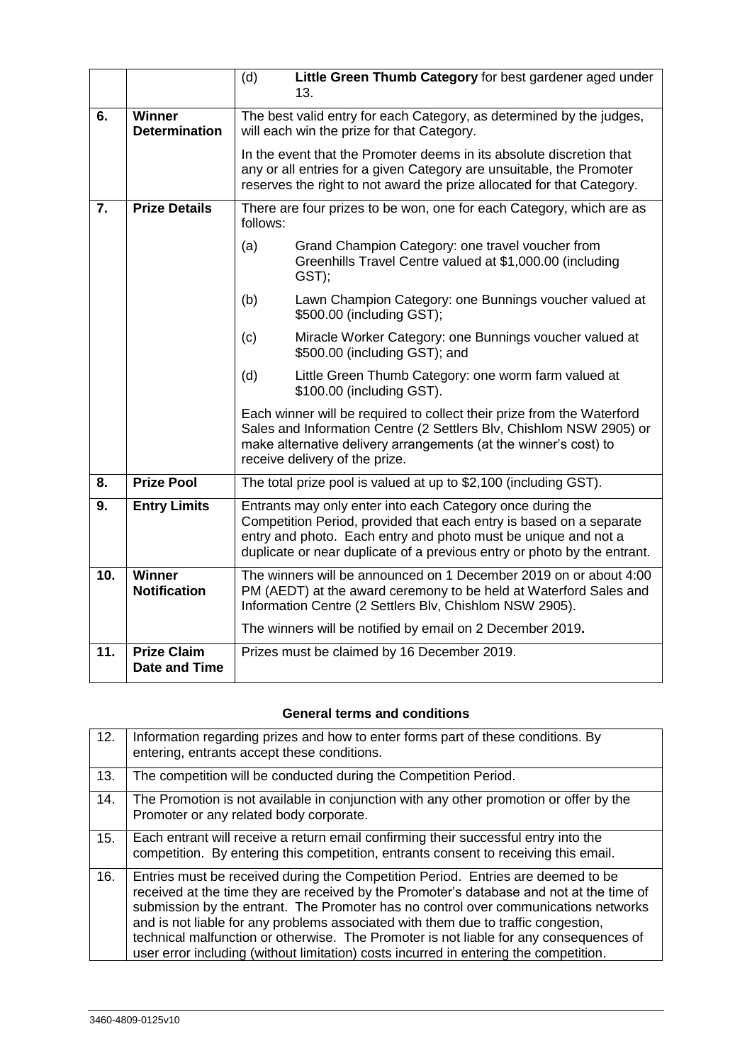| | | |
|---|---|---|
| | | (d) **Little Green Thumb Category** for best gardener aged under 13. |
| 6. | **Winner Determination** | The best valid entry for each Category, as determined by the judges, will each win the prize for that Category.<br><br>In the event that the Promoter deems in its absolute discretion that any or all entries for a given Category are unsuitable, the Promoter reserves the right to not award the prize allocated for that Category. |
| 7. | **Prize Details** | There are four prizes to be won, one for each Category, which are as follows:<br><br>(a) Grand Champion Category: one travel voucher from Greenhills Travel Centre valued at $1,000.00 (including GST);<br><br>(b) Lawn Champion Category: one Bunnings voucher valued at $500.00 (including GST);<br><br>(c) Miracle Worker Category: one Bunnings voucher valued at $500.00 (including GST); and<br><br>(d) Little Green Thumb Category: one worm farm valued at $100.00 (including GST).<br><br>Each winner will be required to collect their prize from the Waterford Sales and Information Centre (2 Settlers Blv, Chishlom NSW 2905) or make alternative delivery arrangements (at the winner's cost) to receive delivery of the prize. |
| 8. | **Prize Pool** | The total prize pool is valued at up to $2,100 (including GST). |
| 9. | **Entry Limits** | Entrants may only enter into each Category once during the Competition Period, provided that each entry is based on a separate entry and photo. Each entry and photo must be unique and not a duplicate or near duplicate of a previous entry or photo by the entrant. |
| 10. | **Winner Notification** | The winners will be announced on 1 December 2019 on or about 4:00 PM (AEDT) at the award ceremony to be held at Waterford Sales and Information Centre (2 Settlers Blv, Chishlom NSW 2905).<br><br>The winners will be notified by email on 2 December 2019**.** |
| 11. | **Prize Claim Date and Time** | Prizes must be claimed by 16 December 2019. |

### General terms and conditions

| | |
|---|---|
| 12. | Information regarding prizes and how to enter forms part of these conditions. By entering, entrants accept these conditions. |
| 13. | The competition will be conducted during the Competition Period. |
| 14. | The Promotion is not available in conjunction with any other promotion or offer by the Promoter or any related body corporate. |
| 15. | Each entrant will receive a return email confirming their successful entry into the competition. By entering this competition, entrants consent to receiving this email. |
| 16. | Entries must be received during the Competition Period. Entries are deemed to be received at the time they are received by the Promoter's database and not at the time of submission by the entrant. The Promoter has no control over communications networks and is not liable for any problems associated with them due to traffic congestion, technical malfunction or otherwise. The Promoter is not liable for any consequences of user error including (without limitation) costs incurred in entering the competition. |

3460-4809-0125v10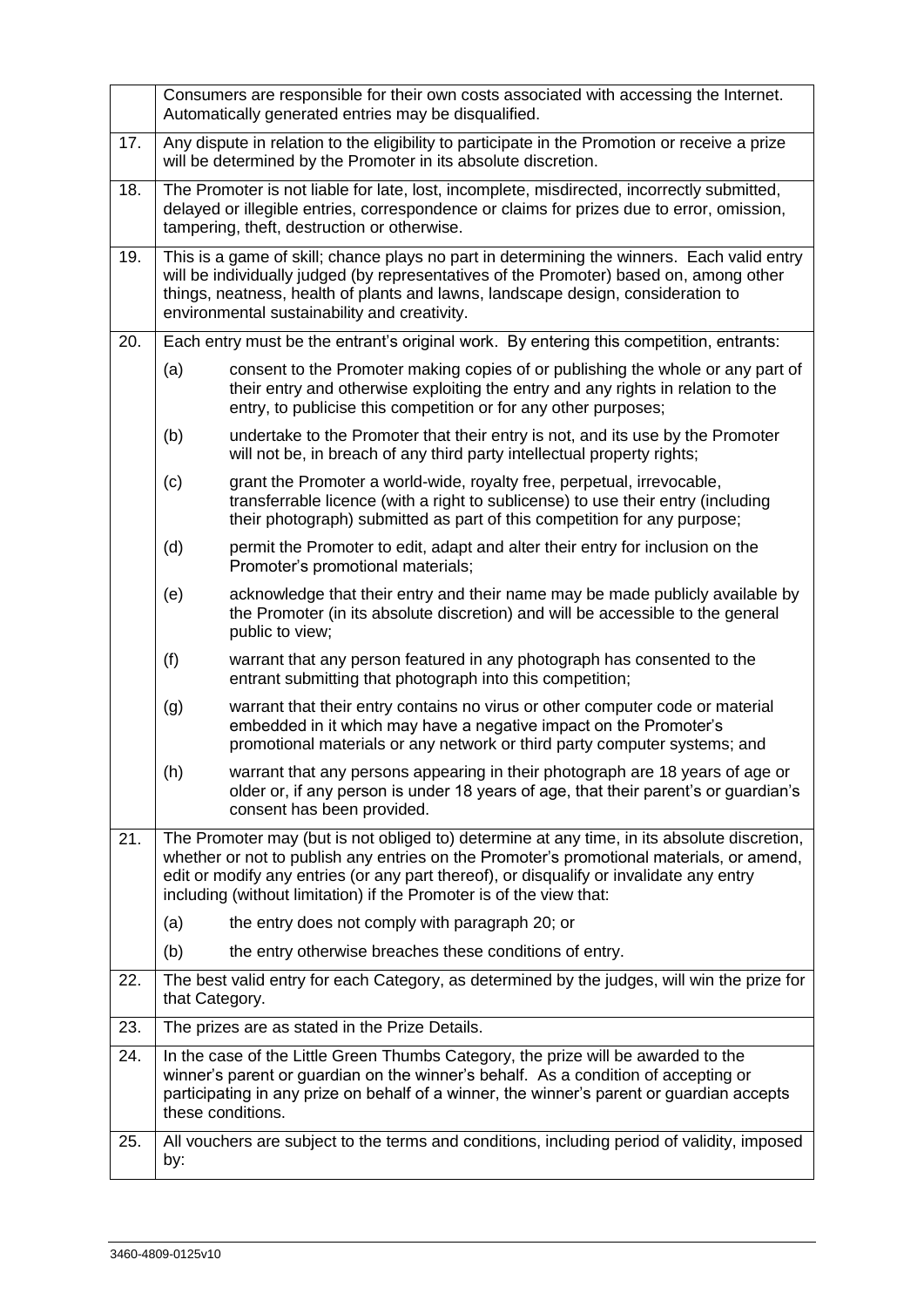| | |
|---|---|
| | Consumers are responsible for their own costs associated with accessing the Internet. Automatically generated entries may be disqualified. |
| 17. | Any dispute in relation to the eligibility to participate in the Promotion or receive a prize will be determined by the Promoter in its absolute discretion. |
| 18. | The Promoter is not liable for late, lost, incomplete, misdirected, incorrectly submitted, delayed or illegible entries, correspondence or claims for prizes due to error, omission, tampering, theft, destruction or otherwise. |
| 19. | This is a game of skill; chance plays no part in determining the winners. Each valid entry will be individually judged (by representatives of the Promoter) based on, among other things, neatness, health of plants and lawns, landscape design, consideration to environmental sustainability and creativity. |
| 20. | Each entry must be the entrant's original work. By entering this competition, entrants:<br>(a) consent to the Promoter making copies of or publishing the whole or any part of their entry and otherwise exploiting the entry and any rights in relation to the entry, to publicise this competition or for any other purposes;<br>(b) undertake to the Promoter that their entry is not, and its use by the Promoter will not be, in breach of any third party intellectual property rights;<br>(c) grant the Promoter a world-wide, royalty free, perpetual, irrevocable, transferrable licence (with a right to sublicense) to use their entry (including their photograph) submitted as part of this competition for any purpose;<br>(d) permit the Promoter to edit, adapt and alter their entry for inclusion on the Promoter's promotional materials;<br>(e) acknowledge that their entry and their name may be made publicly available by the Promoter (in its absolute discretion) and will be accessible to the general public to view;<br>(f) warrant that any person featured in any photograph has consented to the entrant submitting that photograph into this competition;<br>(g) warrant that their entry contains no virus or other computer code or material embedded in it which may have a negative impact on the Promoter's promotional materials or any network or third party computer systems; and<br>(h) warrant that any persons appearing in their photograph are 18 years of age or older or, if any person is under 18 years of age, that their parent's or guardian's consent has been provided. |
| 21. | The Promoter may (but is not obliged to) determine at any time, in its absolute discretion, whether or not to publish any entries on the Promoter's promotional materials, or amend, edit or modify any entries (or any part thereof), or disqualify or invalidate any entry including (without limitation) if the Promoter is of the view that:<br>(a) the entry does not comply with paragraph 20; or<br>(b) the entry otherwise breaches these conditions of entry. |
| 22. | The best valid entry for each Category, as determined by the judges, will win the prize for that Category. |
| 23. | The prizes are as stated in the Prize Details. |
| 24. | In the case of the Little Green Thumbs Category, the prize will be awarded to the winner's parent or guardian on the winner's behalf. As a condition of accepting or participating in any prize on behalf of a winner, the winner's parent or guardian accepts these conditions. |
| 25. | All vouchers are subject to the terms and conditions, including period of validity, imposed by: |

3460-4809-0125v10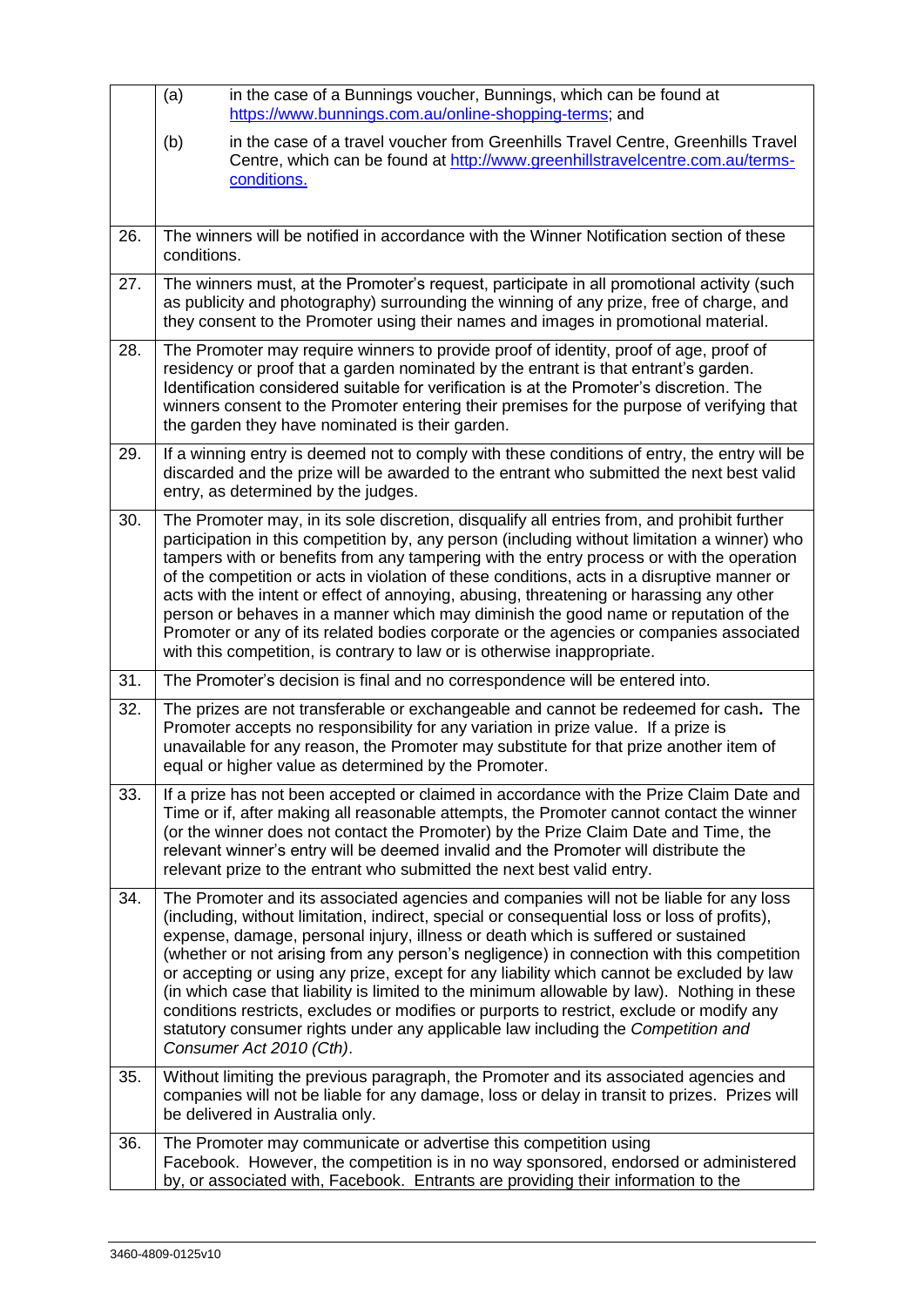| | |
|---|---|
| | (a) in the case of a Bunnings voucher, Bunnings, which can be found at https://www.bunnings.com.au/online-shopping-terms; and<br><br>(b) in the case of a travel voucher from Greenhills Travel Centre, Greenhills Travel Centre, which can be found at http://www.greenhillstravelcentre.com.au/terms-conditions. |
| 26. | The winners will be notified in accordance with the Winner Notification section of these conditions. |
| 27. | The winners must, at the Promoter's request, participate in all promotional activity (such as publicity and photography) surrounding the winning of any prize, free of charge, and they consent to the Promoter using their names and images in promotional material. |
| 28. | The Promoter may require winners to provide proof of identity, proof of age, proof of residency or proof that a garden nominated by the entrant is that entrant's garden. Identification considered suitable for verification is at the Promoter's discretion. The winners consent to the Promoter entering their premises for the purpose of verifying that the garden they have nominated is their garden. |
| 29. | If a winning entry is deemed not to comply with these conditions of entry, the entry will be discarded and the prize will be awarded to the entrant who submitted the next best valid entry, as determined by the judges. |
| 30. | The Promoter may, in its sole discretion, disqualify all entries from, and prohibit further participation in this competition by, any person (including without limitation a winner) who tampers with or benefits from any tampering with the entry process or with the operation of the competition or acts in violation of these conditions, acts in a disruptive manner or acts with the intent or effect of annoying, abusing, threatening or harassing any other person or behaves in a manner which may diminish the good name or reputation of the Promoter or any of its related bodies corporate or the agencies or companies associated with this competition, is contrary to law or is otherwise inappropriate. |
| 31. | The Promoter's decision is final and no correspondence will be entered into. |
| 32. | The prizes are not transferable or exchangeable and cannot be redeemed for cash**.** The Promoter accepts no responsibility for any variation in prize value. If a prize is unavailable for any reason, the Promoter may substitute for that prize another item of equal or higher value as determined by the Promoter. |
| 33. | If a prize has not been accepted or claimed in accordance with the Prize Claim Date and Time or if, after making all reasonable attempts, the Promoter cannot contact the winner (or the winner does not contact the Promoter) by the Prize Claim Date and Time, the relevant winner's entry will be deemed invalid and the Promoter will distribute the relevant prize to the entrant who submitted the next best valid entry. |
| 34. | The Promoter and its associated agencies and companies will not be liable for any loss (including, without limitation, indirect, special or consequential loss or loss of profits), expense, damage, personal injury, illness or death which is suffered or sustained (whether or not arising from any person's negligence) in connection with this competition or accepting or using any prize, except for any liability which cannot be excluded by law (in which case that liability is limited to the minimum allowable by law). Nothing in these conditions restricts, excludes or modifies or purports to restrict, exclude or modify any statutory consumer rights under any applicable law including the *Competition and Consumer Act 2010 (Cth)*. |
| 35. | Without limiting the previous paragraph, the Promoter and its associated agencies and companies will not be liable for any damage, loss or delay in transit to prizes. Prizes will be delivered in Australia only. |
| 36. | The Promoter may communicate or advertise this competition using Facebook. However, the competition is in no way sponsored, endorsed or administered by, or associated with, Facebook. Entrants are providing their information to the |

3460-4809-0125v10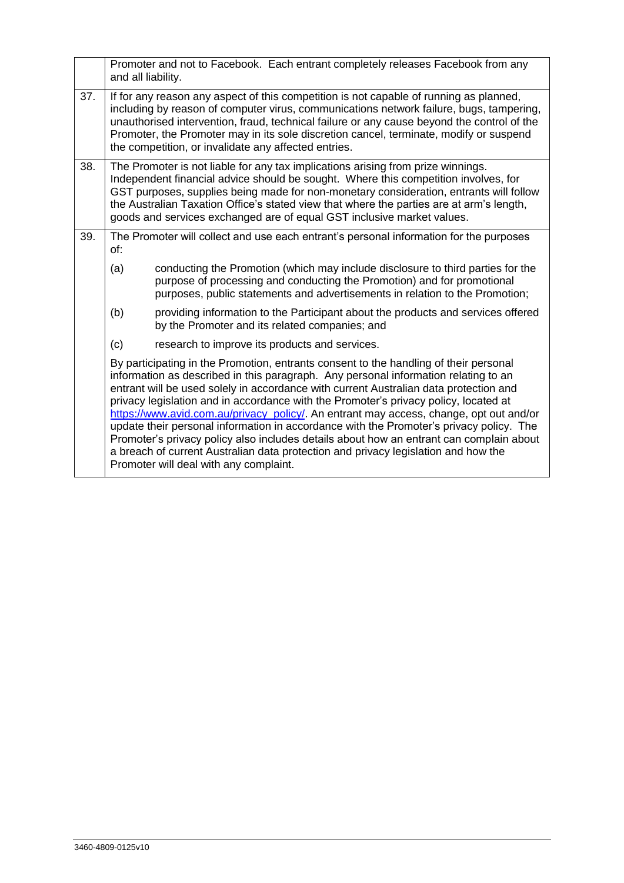| | |
|---|---|
| | Promoter and not to Facebook. Each entrant completely releases Facebook from any and all liability. |
| 37. | If for any reason any aspect of this competition is not capable of running as planned, including by reason of computer virus, communications network failure, bugs, tampering, unauthorised intervention, fraud, technical failure or any cause beyond the control of the Promoter, the Promoter may in its sole discretion cancel, terminate, modify or suspend the competition, or invalidate any affected entries. |
| 38. | The Promoter is not liable for any tax implications arising from prize winnings. Independent financial advice should be sought. Where this competition involves, for GST purposes, supplies being made for non-monetary consideration, entrants will follow the Australian Taxation Office's stated view that where the parties are at arm's length, goods and services exchanged are of equal GST inclusive market values. |
| 39. | The Promoter will collect and use each entrant's personal information for the purposes of:<br>(a) conducting the Promotion (which may include disclosure to third parties for the purpose of processing and conducting the Promotion) and for promotional purposes, public statements and advertisements in relation to the Promotion;<br>(b) providing information to the Participant about the products and services offered by the Promoter and its related companies; and<br>(c) research to improve its products and services.<br>By participating in the Promotion, entrants consent to the handling of their personal information as described in this paragraph. Any personal information relating to an entrant will be used solely in accordance with current Australian data protection and privacy legislation and in accordance with the Promoter's privacy policy, located at [https://www.avid.com.au/privacy_policy/](https://www.avid.com.au/privacy_policy/). An entrant may access, change, opt out and/or update their personal information in accordance with the Promoter's privacy policy. The Promoter's privacy policy also includes details about how an entrant can complain about a breach of current Australian data protection and privacy legislation and how the Promoter will deal with any complaint. |

3460-4809-0125v10